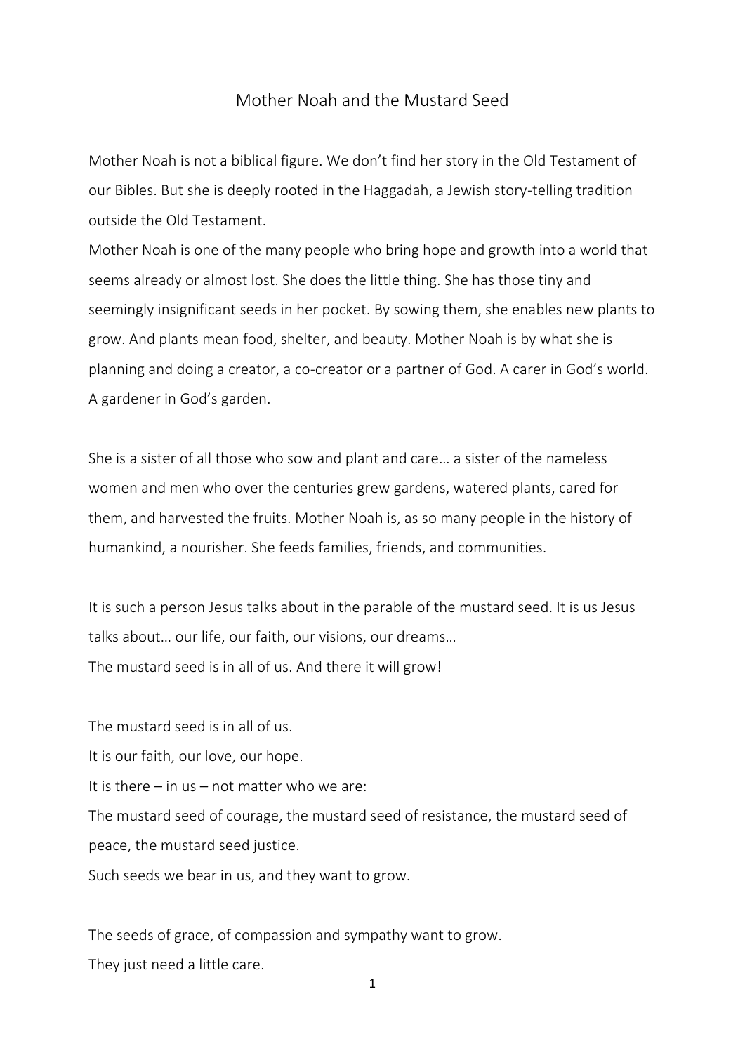# Mother Noah and the Mustard Seed

Mother Noah is not a biblical figure. We don't find her story in the Old Testament of our Bibles. But she is deeply rooted in the Haggadah, a Jewish story-telling tradition outside the Old Testament.

Mother Noah is one of the many people who bring hope and growth into a world that seems already or almost lost. She does the little thing. She has those tiny and seemingly insignificant seeds in her pocket. By sowing them, she enables new plants to grow. And plants mean food, shelter, and beauty. Mother Noah is by what she is planning and doing a creator, a co-creator or a partner of God. A carer in God's world. A gardener in God's garden.

She is a sister of all those who sow and plant and care… a sister of the nameless women and men who over the centuries grew gardens, watered plants, cared for them, and harvested the fruits. Mother Noah is, as so many people in the history of humankind, a nourisher. She feeds families, friends, and communities.

It is such a person Jesus talks about in the parable of the mustard seed. It is us Jesus talks about… our life, our faith, our visions, our dreams…

The mustard seed is in all of us. And there it will grow!

The mustard seed is in all of us.

It is our faith, our love, our hope.

It is there – in us – not matter who we are:

The mustard seed of courage, the mustard seed of resistance, the mustard seed of peace, the mustard seed justice.

Such seeds we bear in us, and they want to grow.

The seeds of grace, of compassion and sympathy want to grow.

They just need a little care.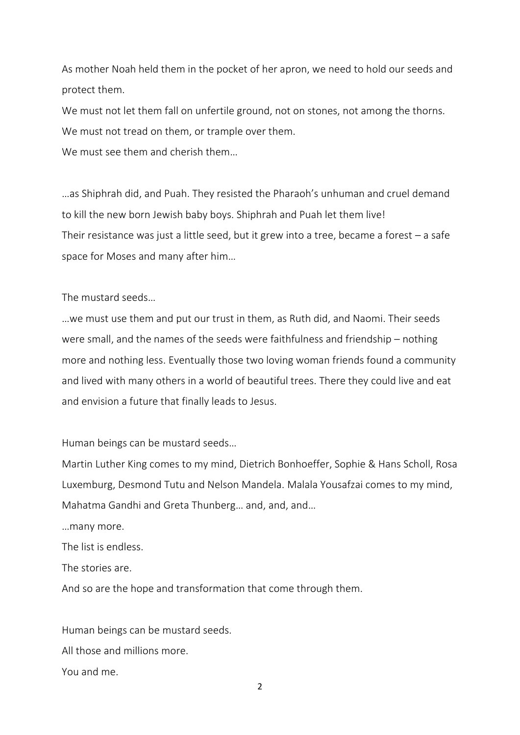As mother Noah held them in the pocket of her apron, we need to hold our seeds and protect them.

We must not let them fall on unfertile ground, not on stones, not among the thorns.

We must not tread on them, or trample over them.

We must see them and cherish them…

…as Shiphrah did, and Puah. They resisted the Pharaoh's unhuman and cruel demand to kill the new born Jewish baby boys. Shiphrah and Puah let them live!

Their resistance was just a little seed, but it grew into a tree, became a forest – a safe space for Moses and many after him…

The mustard seeds…

…we must use them and put our trust in them, as Ruth did, and Naomi. Their seeds were small, and the names of the seeds were faithfulness and friendship – nothing more and nothing less. Eventually those two loving woman friends found a community and lived with many others in a world of beautiful trees. There they could live and eat and envision a future that finally leads to Jesus.

Human beings can be mustard seeds…

Martin Luther King comes to my mind, Dietrich Bonhoeffer, Sophie & Hans Scholl, Rosa Luxemburg, Desmond Tutu and Nelson Mandela. Malala Yousafzai comes to my mind, Mahatma Gandhi and Greta Thunberg… and, and, and…

…many more.

The list is endless.

The stories are.

And so are the hope and transformation that come through them.

Human beings can be mustard seeds.

All those and millions more.

You and me.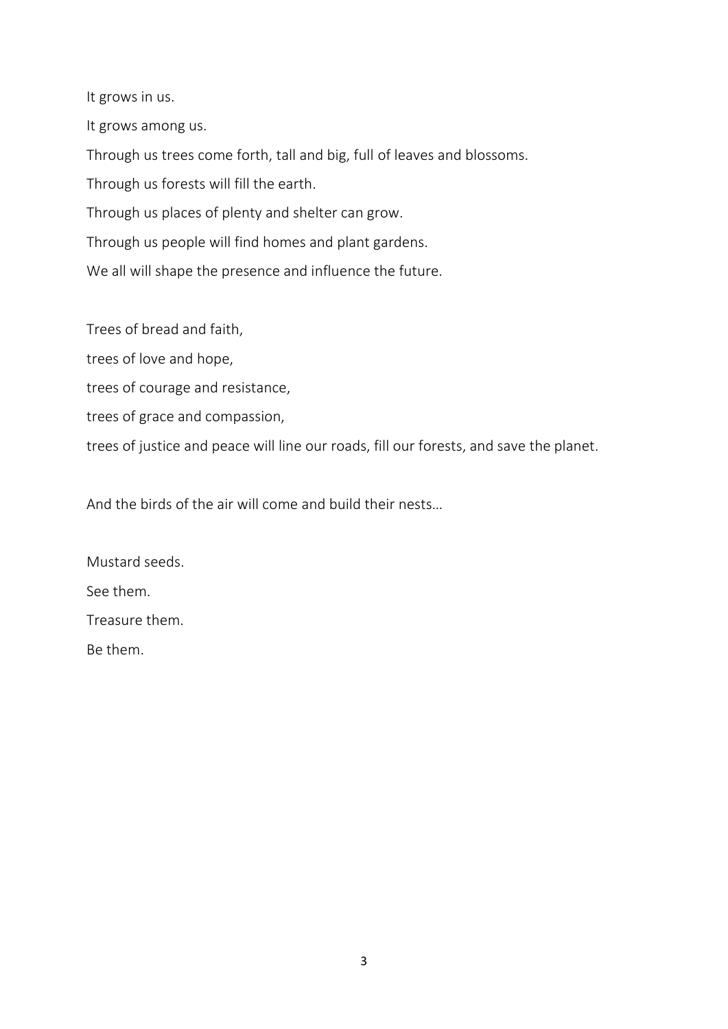It grows in us.

It grows among us.

Through us trees come forth, tall and big, full of leaves and blossoms.

Through us forests will fill the earth.

Through us places of plenty and shelter can grow.

Through us people will find homes and plant gardens.

We all will shape the presence and influence the future.

Trees of bread and faith,

trees of love and hope,

trees of courage and resistance,

trees of grace and compassion,

trees of justice and peace will line our roads, fill our forests, and save the planet.

And the birds of the air will come and build their nests…

Mustard seeds.

See them.

Treasure them.

Be them.